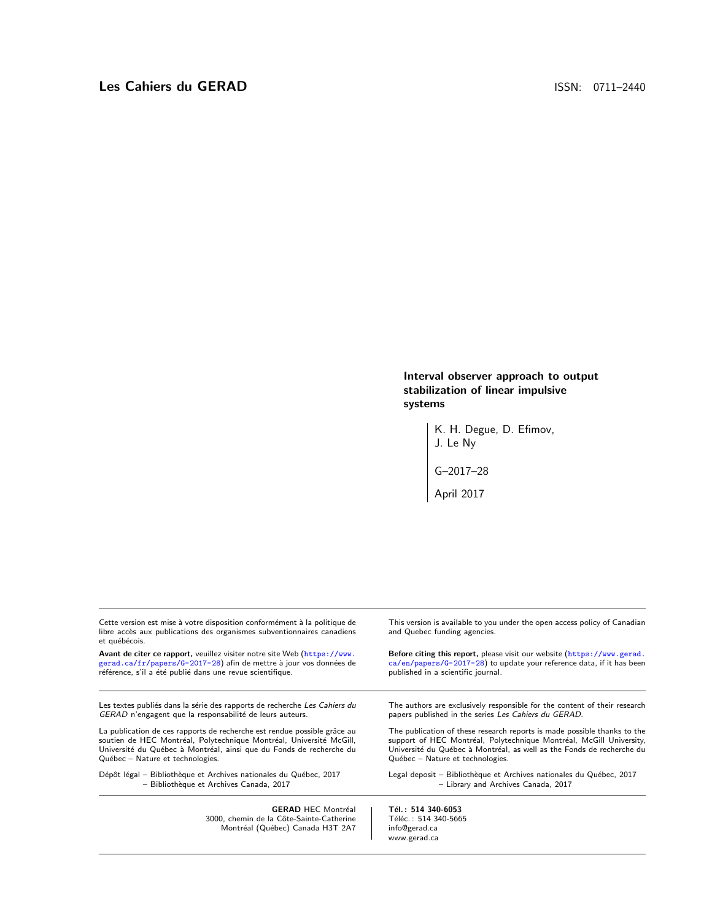**Les Cahiers du GERAD** ISSN: 0711–2440

# Interval observer approach to output stabilization of linear impulsive systems

K. H. Degue, D. Efimov, J. Le Ny

G–2017–28

April 2017

Cette version est mise à votre disposition conformément à la politique de libre accès aux publications des organismes subventionnaires canadiens et québécois.

**Avant de citer ce rapport,** veuillez visiter notre site Web (https://www.gerad.ca/fr/papers/G-2017-28) afin de mettre à jour vos données de référence, s'il a été publié dans une revue scientifique.

This version is available to you under the open access policy of Canadian and Quebec funding agencies.

**Before citing this report,** please visit our website (https://www.gerad.ca/en/papers/G-2017-28) to update your reference data, if it has been published in a scientific journal.

Les textes publiés dans la série des rapports de recherche *Les Cahiers du GERAD* n'engagent que la responsabilité de leurs auteurs.

La publication de ces rapports de recherche est rendue possible grâce au soutien de HEC Montréal, Polytechnique Montréal, Université McGill, Université du Québec à Montréal, ainsi que du Fonds de recherche du Québec – Nature et technologies.

Dépôt légal – Bibliothèque et Archives nationales du Québec, 2017
– Bibliothèque et Archives Canada, 2017

The authors are exclusively responsible for the content of their research papers published in the series *Les Cahiers du GERAD*.

The publication of these research reports is made possible thanks to the support of HEC Montréal, Polytechnique Montréal, McGill University, Université du Québec à Montréal, as well as the Fonds de recherche du Québec – Nature et technologies.

Legal deposit – Bibliothèque et Archives nationales du Québec, 2017
– Library and Archives Canada, 2017

**GERAD** HEC Montréal
3000, chemin de la Côte-Sainte-Catherine
Montréal (Québec) Canada H3T 2A7

**Tél.: 514 340-6053**
Téléc.: 514 340-5665
info@gerad.ca
www.gerad.ca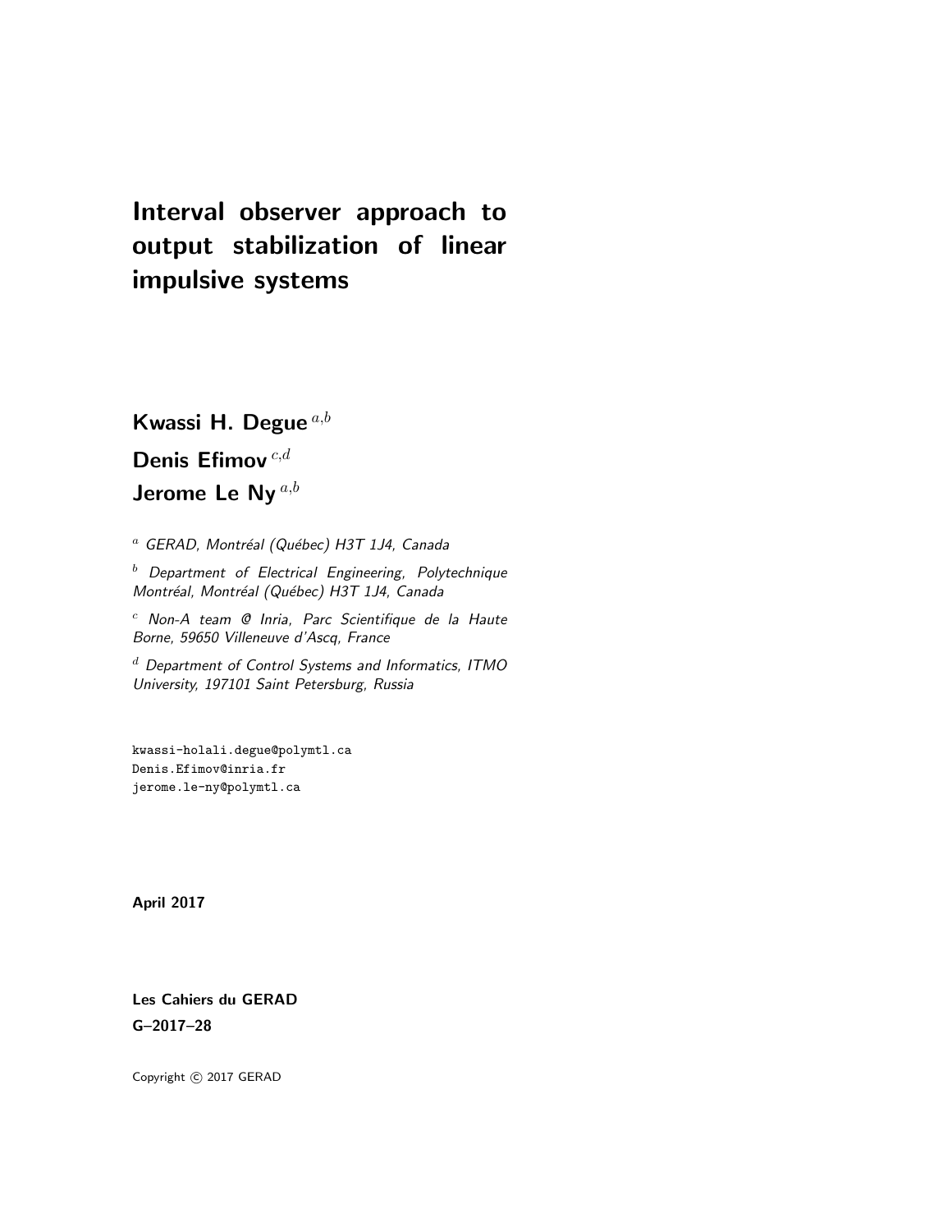# Interval observer approach to output stabilization of linear impulsive systems

**Kwassi H. Degue** [a,b]

**Denis Efimov** [c,d]

**Jerome Le Ny** [a,b]

[a] *GERAD, Montréal (Québec) H3T 1J4, Canada*

[b] *Department of Electrical Engineering, Polytechnique Montréal, Montréal (Québec) H3T 1J4, Canada*

[c] *Non-A team @ Inria, Parc Scientifique de la Haute Borne, 59650 Villeneuve d'Ascq, France*

[d] *Department of Control Systems and Informatics, ITMO University, 197101 Saint Petersburg, Russia*

```
kwassi-holali.degue@polymtl.ca
Denis.Efimov@inria.fr
jerome.le-ny@polymtl.ca
```

**April 2017**

**Les Cahiers du GERAD**

**G–2017–28**

Copyright © 2017 GERAD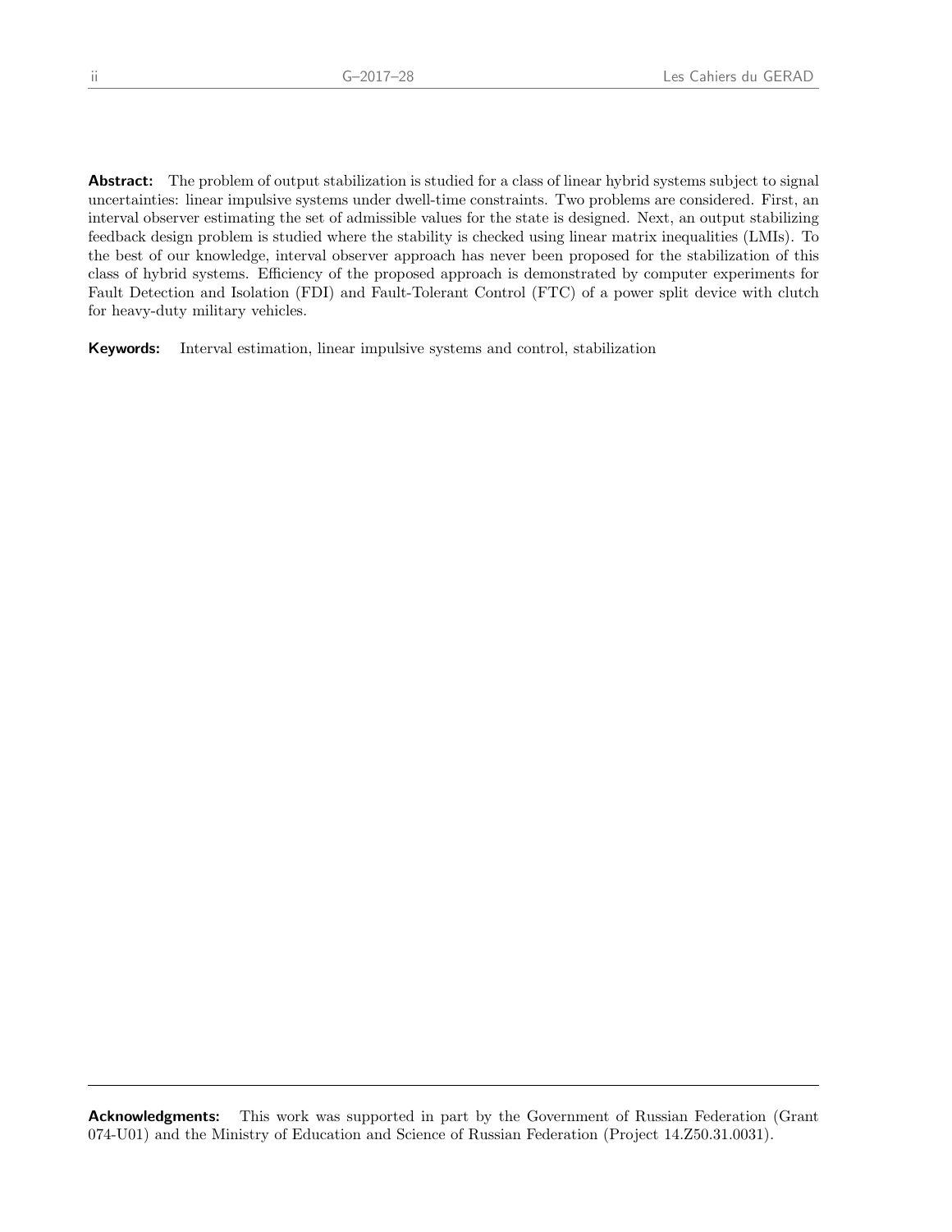**Abstract:** The problem of output stabilization is studied for a class of linear hybrid systems subject to signal uncertainties: linear impulsive systems under dwell-time constraints. Two problems are considered. First, an interval observer estimating the set of admissible values for the state is designed. Next, an output stabilizing feedback design problem is studied where the stability is checked using linear matrix inequalities (LMIs). To the best of our knowledge, interval observer approach has never been proposed for the stabilization of this class of hybrid systems. Efficiency of the proposed approach is demonstrated by computer experiments for Fault Detection and Isolation (FDI) and Fault-Tolerant Control (FTC) of a power split device with clutch for heavy-duty military vehicles.

**Keywords:** Interval estimation, linear impulsive systems and control, stabilization

---

**Acknowledgments:** This work was supported in part by the Government of Russian Federation (Grant 074-U01) and the Ministry of Education and Science of Russian Federation (Project 14.Z50.31.0031).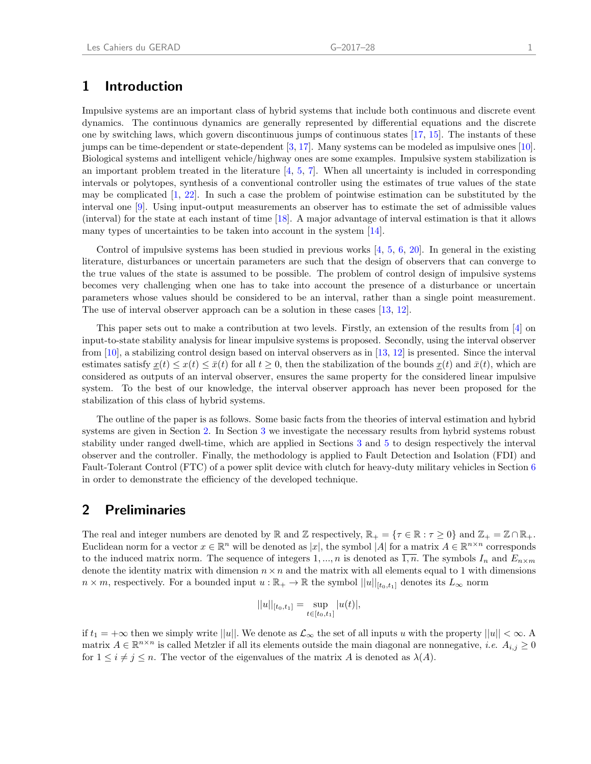# 1 Introduction

Impulsive systems are an important class of hybrid systems that include both continuous and discrete event dynamics. The continuous dynamics are generally represented by differential equations and the discrete one by switching laws, which govern discontinuous jumps of continuous states [17, 15]. The instants of these jumps can be time-dependent or state-dependent [3, 17]. Many systems can be modeled as impulsive ones [10]. Biological systems and intelligent vehicle/highway ones are some examples. Impulsive system stabilization is an important problem treated in the literature [4, 5, 7]. When all uncertainty is included in corresponding intervals or polytopes, synthesis of a conventional controller using the estimates of true values of the state may be complicated [1, 22]. In such a case the problem of pointwise estimation can be substituted by the interval one [9]. Using input-output measurements an observer has to estimate the set of admissible values (interval) for the state at each instant of time [18]. A major advantage of interval estimation is that it allows many types of uncertainties to be taken into account in the system [14].

Control of impulsive systems has been studied in previous works [4, 5, 6, 20]. In general in the existing literature, disturbances or uncertain parameters are such that the design of observers that can converge to the true values of the state is assumed to be possible. The problem of control design of impulsive systems becomes very challenging when one has to take into account the presence of a disturbance or uncertain parameters whose values should be considered to be an interval, rather than a single point measurement. The use of interval observer approach can be a solution in these cases [13, 12].

This paper sets out to make a contribution at two levels. Firstly, an extension of the results from [4] on input-to-state stability analysis for linear impulsive systems is proposed. Secondly, using the interval observer from [10], a stabilizing control design based on interval observers as in [13, 12] is presented. Since the interval estimates satisfy $\underline{x}(t) \leq x(t) \leq \bar{x}(t)$ for all $t \geq 0$, then the stabilization of the bounds $\underline{x}(t)$ and $\bar{x}(t)$, which are considered as outputs of an interval observer, ensures the same property for the considered linear impulsive system. To the best of our knowledge, the interval observer approach has never been proposed for the stabilization of this class of hybrid systems.

The outline of the paper is as follows. Some basic facts from the theories of interval estimation and hybrid systems are given in Section 2. In Section 3 we investigate the necessary results from hybrid systems robust stability under ranged dwell-time, which are applied in Sections 3 and 5 to design respectively the interval observer and the controller. Finally, the methodology is applied to Fault Detection and Isolation (FDI) and Fault-Tolerant Control (FTC) of a power split device with clutch for heavy-duty military vehicles in Section 6 in order to demonstrate the efficiency of the developed technique.

# 2 Preliminaries

The real and integer numbers are denoted by $\mathbb{R}$ and $\mathbb{Z}$ respectively, $\mathbb{R}_+ = \{\tau \in \mathbb{R} : \tau \geq 0\}$ and $\mathbb{Z}_+ = \mathbb{Z} \cap \mathbb{R}_+$. Euclidean norm for a vector $x \in \mathbb{R}^n$ will be denoted as $|x|$, the symbol $|A|$ for a matrix $A \in \mathbb{R}^{n \times n}$ corresponds to the induced matrix norm. The sequence of integers $1, ..., n$ is denoted as $\overline{1, n}$. The symbols $I_n$ and $E_{n \times m}$ denote the identity matrix with dimension $n \times n$ and the matrix with all elements equal to 1 with dimensions $n \times m$, respectively. For a bounded input $u : \mathbb{R}_+ \to \mathbb{R}$ the symbol $||u||_{[t_0,t_1]}$ denotes its $L_\infty$ norm

$$||u||_{[t_0,t_1]} = \sup_{t \in [t_0,t_1]} |u(t)|,$$

if $t_1 = +\infty$ then we simply write $||u||$. We denote as $\mathcal{L}_\infty$ the set of all inputs $u$ with the property $||u|| < \infty$. A matrix $A \in \mathbb{R}^{n \times n}$ is called Metzler if all its elements outside the main diagonal are nonnegative, *i.e.* $A_{i,j} \geq 0$ for $1 \leq i \neq j \leq n$. The vector of the eigenvalues of the matrix $A$ is denoted as $\lambda(A)$.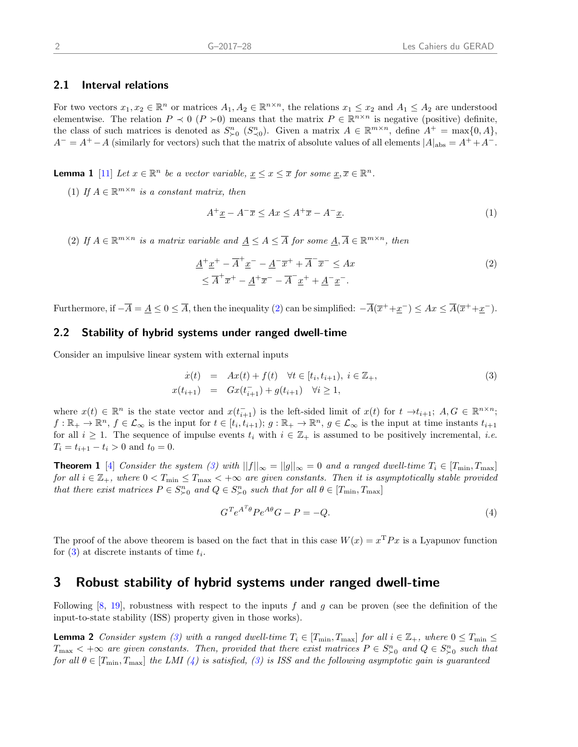### 2.1 Interval relations

For two vectors $x_1, x_2 \in \mathbb{R}^n$ or matrices $A_1, A_2 \in \mathbb{R}^{n\times n}$, the relations $x_1 \leq x_2$ and $A_1 \leq A_2$ are understood elementwise. The relation $P \prec 0$ ($P \succ 0$) means that the matrix $P \in \mathbb{R}^{n\times n}$ is negative (positive) definite, the class of such matrices is denoted as $S^n_{\succ 0}$ ($S^n_{\prec 0}$). Given a matrix $A \in \mathbb{R}^{m\times n}$, define $A^+ = \max\{0, A\}$, $A^- = A^+ - A$ (similarly for vectors) such that the matrix of absolute values of all elements $|A|_{\text{abs}} = A^+ + A^-$.

**Lemma 1** [11] *Let $x \in \mathbb{R}^n$ be a vector variable, $\underline{x} \leq x \leq \overline{x}$ for some $\underline{x}, \overline{x} \in \mathbb{R}^n$.*

(1) *If $A \in \mathbb{R}^{m\times n}$ is a constant matrix, then*

$$A^+\underline{x} - A^-\overline{x} \leq Ax \leq A^+\overline{x} - A^-\underline{x}. \tag{1}$$

(2) *If $A \in \mathbb{R}^{m\times n}$ is a matrix variable and $\underline{A} \leq A \leq \overline{A}$ for some $\underline{A}, \overline{A} \in \mathbb{R}^{m\times n}$, then*

$$\begin{aligned}\underline{A}^+\underline{x}^+ - \overline{A}^+\underline{x}^- - \underline{A}^-\overline{x}^+ + \overline{A}^-\overline{x}^- &\leq Ax \\ \leq \overline{A}^+\overline{x}^+ - \underline{A}^+\overline{x}^- - \overline{A}^-\underline{x}^+ + \underline{A}^-\underline{x}^-&.\end{aligned} \tag{2}$$

Furthermore, if $-\overline{A} = \underline{A} \leq 0 \leq \overline{A}$, then the inequality (2) can be simplified: $-\overline{A}(\overline{x}^+ + \underline{x}^-) \leq Ax \leq \overline{A}(\overline{x}^+ + \underline{x}^-)$.

### 2.2 Stability of hybrid systems under ranged dwell-time

Consider an impulsive linear system with external inputs

$$\begin{aligned}\dot{x}(t) &= Ax(t) + f(t) \quad \forall t \in [t_i, t_{i+1}),\ i \in \mathbb{Z}_+, \\ x(t_{i+1}) &= Gx(t^-_{i+1}) + g(t_{i+1}) \quad \forall i \geq 1,\end{aligned} \tag{3}$$

where $x(t) \in \mathbb{R}^n$ is the state vector and $x(t^-_{i+1})$ is the left-sided limit of $x(t)$ for $t \to t_{i+1}$; $A, G \in \mathbb{R}^{n\times n}$; $f : \mathbb{R}_+ \to \mathbb{R}^n$, $f \in \mathcal{L}_\infty$ is the input for $t \in [t_i, t_{i+1})$; $g : \mathbb{R}_+ \to \mathbb{R}^n$, $g \in \mathcal{L}_\infty$ is the input at time instants $t_{i+1}$ for all $i \geq 1$. The sequence of impulse events $t_i$ with $i \in \mathbb{Z}_+$ is assumed to be positively incremental, *i.e.* $T_i = t_{i+1} - t_i > 0$ and $t_0 = 0$.

**Theorem 1** [4] *Consider the system (3) with $||f||_\infty = ||g||_\infty = 0$ and a ranged dwell-time $T_i \in [T_{\min}, T_{\max}]$ for all $i \in \mathbb{Z}_+$, where $0 < T_{\min} \leq T_{\max} < +\infty$ are given constants. Then it is asymptotically stable provided that there exist matrices $P \in S^n_{\succ 0}$ and $Q \in S^n_{\succ 0}$ such that for all $\theta \in [T_{\min}, T_{\max}]$*

$$G^T e^{A^T\theta} P e^{A\theta} G - P = -Q. \tag{4}$$

The proof of the above theorem is based on the fact that in this case $W(x) = x^{\mathrm{T}}Px$ is a Lyapunov function for (3) at discrete instants of time $t_i$.

## 3 Robust stability of hybrid systems under ranged dwell-time

Following [8, 19], robustness with respect to the inputs $f$ and $g$ can be proven (see the definition of the input-to-state stability (ISS) property given in those works).

**Lemma 2** *Consider system (3) with a ranged dwell-time $T_i \in [T_{\min}, T_{\max}]$ for all $i \in \mathbb{Z}_+$, where $0 \leq T_{\min} \leq T_{\max} < +\infty$ are given constants. Then, provided that there exist matrices $P \in S^n_{\succ 0}$ and $Q \in S^n_{\succ 0}$ such that for all $\theta \in [T_{\min}, T_{\max}]$ the LMI (4) is satisfied, (3) is ISS and the following asymptotic gain is guaranteed*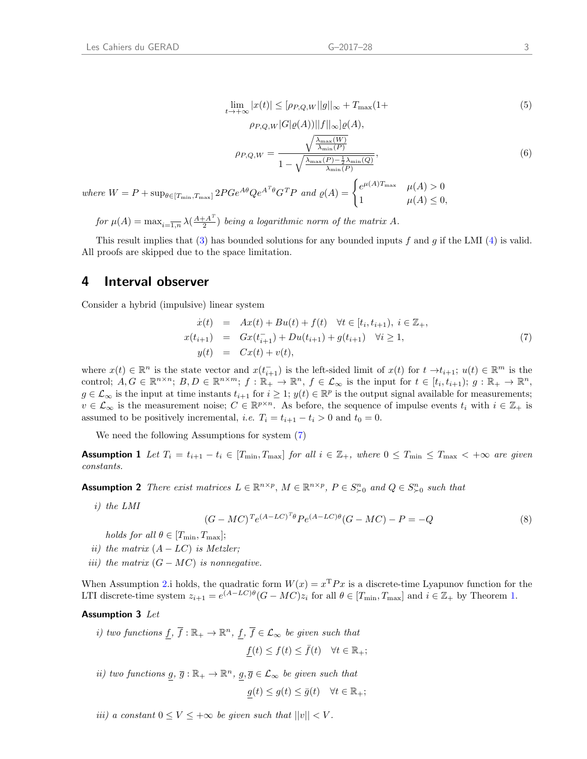$$\lim_{t\to+\infty}|x(t)| \le [\rho_{P,Q,W}||g||_\infty + T_{\max}(1+ \rho_{P,Q,W}|G|\varrho(A))||f||_\infty]\varrho(A), \tag{5}$$

$$\rho_{P,Q,W} = \frac{\sqrt{\frac{\lambda_{\max}(W)}{\lambda_{\min}(P)}}}{1-\sqrt{\frac{\lambda_{\max}(P)-\frac{1}{2}\lambda_{\min}(Q)}{\lambda_{\min}(P)}}}, \tag{6}$$

*where* $W = P + \sup_{\theta\in[T_{\min},T_{\max}]} 2PGe^{A\theta}Qe^{A^T\theta}G^TP$ *and* $\varrho(A) = \begin{cases} e^{\mu(A)T_{\max}} & \mu(A) > 0 \\ 1 & \mu(A) \le 0, \end{cases}$

*for* $\mu(A) = \max_{i=\overline{1,n}} \lambda(\frac{A+A^T}{2})$ *being a logarithmic norm of the matrix* $A$.

This result implies that (3) has bounded solutions for any bounded inputs $f$ and $g$ if the LMI (4) is valid. All proofs are skipped due to the space limitation.

## 4 Interval observer

Consider a hybrid (impulsive) linear system

$$\begin{aligned} \dot{x}(t) &= Ax(t) + Bu(t) + f(t) \quad \forall t \in [t_i, t_{i+1}),\ i \in \mathbb{Z}_+, \\ x(t_{i+1}) &= Gx(t_{i+1}^-) + Du(t_{i+1}) + g(t_{i+1}) \quad \forall i \ge 1, \\ y(t) &= Cx(t) + v(t), \end{aligned} \tag{7}$$

where $x(t) \in \mathbb{R}^n$ is the state vector and $x(t_{i+1}^-)$ is the left-sided limit of $x(t)$ for $t \to t_{i+1}$; $u(t) \in \mathbb{R}^m$ is the control; $A, G \in \mathbb{R}^{n\times n}$; $B, D \in \mathbb{R}^{n\times m}$; $f : \mathbb{R}_+ \to \mathbb{R}^n$, $f \in \mathcal{L}_\infty$ is the input for $t \in [t_i, t_{i+1})$; $g : \mathbb{R}_+ \to \mathbb{R}^n$, $g \in \mathcal{L}_\infty$ is the input at time instants $t_{i+1}$ for $i \ge 1$; $y(t) \in \mathbb{R}^p$ is the output signal available for measurements; $v \in \mathcal{L}_\infty$ is the measurement noise; $C \in \mathbb{R}^{p\times n}$. As before, the sequence of impulse events $t_i$ with $i \in \mathbb{Z}_+$ is assumed to be positively incremental, *i.e.* $T_i = t_{i+1} - t_i > 0$ and $t_0 = 0$.

We need the following Assumptions for system (7)

**Assumption 1** *Let* $T_i = t_{i+1} - t_i \in [T_{\min}, T_{\max}]$ *for all* $i \in \mathbb{Z}_+$*, where* $0 \le T_{\min} \le T_{\max} < +\infty$ *are given constants.*

**Assumption 2** *There exist matrices* $L \in \mathbb{R}^{n\times p}$, $M \in \mathbb{R}^{n\times p}$, $P \in S^n_{\succ 0}$ *and* $Q \in S^n_{\succ 0}$ *such that*

*i) the LMI*

$$(G - MC)^T e^{(A-LC)^T\theta} P e^{(A-LC)\theta}(G - MC) - P = -Q \tag{8}$$

*holds for all* $\theta \in [T_{\min}, T_{\max}]$*;*

*ii) the matrix* $(A - LC)$ *is Metzler;*

*iii) the matrix* $(G - MC)$ *is nonnegative.*

When Assumption 2.i holds, the quadratic form $W(x) = x^{\mathrm{T}}Px$ is a discrete-time Lyapunov function for the LTI discrete-time system $z_{i+1} = e^{(A-LC)\theta}(G - MC)z_i$ for all $\theta \in [T_{\min}, T_{\max}]$ and $i \in \mathbb{Z}_+$ by Theorem 1.

**Assumption 3** *Let*

*i) two functions* $\underline{f}$, $\overline{f} : \mathbb{R}_+ \to \mathbb{R}^n$, $\underline{f}, \overline{f} \in \mathcal{L}_\infty$ *be given such that*

$$\underline{f}(t) \le f(t) \le \bar{f}(t) \quad \forall t \in \mathbb{R}_+;$$

*ii) two functions* $\underline{g}$, $\overline{g} : \mathbb{R}_+ \to \mathbb{R}^n$, $\underline{g}, \overline{g} \in \mathcal{L}_\infty$ *be given such that*

$$\underline{g}(t) \le g(t) \le \bar{g}(t) \quad \forall t \in \mathbb{R}_+;$$

*iii) a constant* $0 \le V \le +\infty$ *be given such that* $||v|| < V$.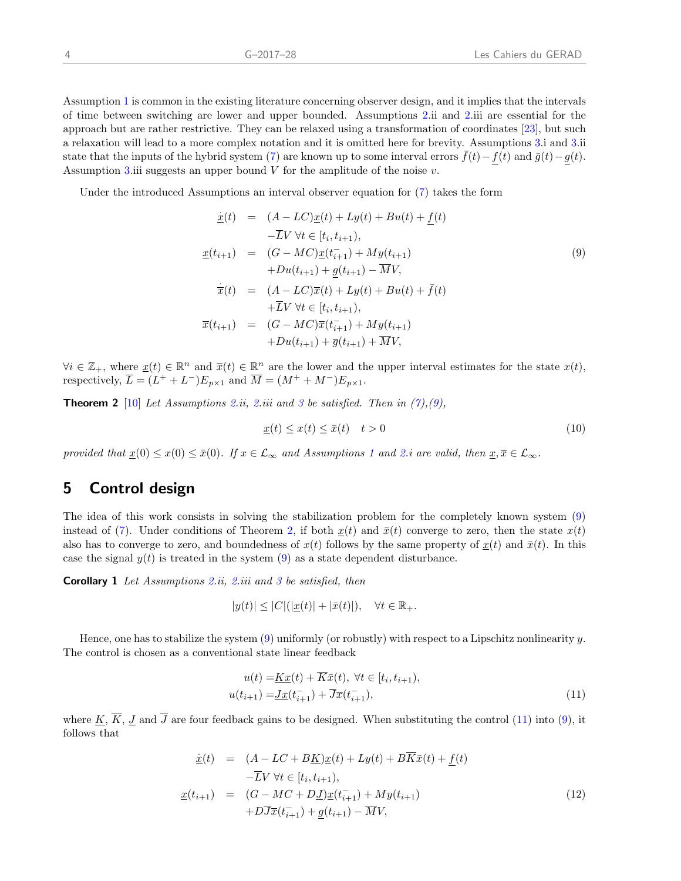Assumption 1 is common in the existing literature concerning observer design, and it implies that the intervals of time between switching are lower and upper bounded. Assumptions 2.ii and 2.iii are essential for the approach but are rather restrictive. They can be relaxed using a transformation of coordinates [23], but such a relaxation will lead to a more complex notation and it is omitted here for brevity. Assumptions 3.i and 3.ii state that the inputs of the hybrid system (7) are known up to some interval errors $\bar{f}(t) - \underline{f}(t)$ and $\bar{g}(t) - \underline{g}(t)$. Assumption 3.iii suggests an upper bound $V$ for the amplitude of the noise $v$.

Under the introduced Assumptions an interval observer equation for (7) takes the form

$$
\begin{aligned}
\dot{\underline{x}}(t) &= (A - LC)\underline{x}(t) + Ly(t) + Bu(t) + \underline{f}(t) \\
&\quad -\overline{L}V \ \forall t \in [t_i, t_{i+1}), \\
\underline{x}(t_{i+1}) &= (G - MC)\underline{x}(t_{i+1}^-) + My(t_{i+1}) \\
&\quad +Du(t_{i+1}) + \underline{g}(t_{i+1}) - \overline{M}V, \\
\dot{\overline{x}}(t) &= (A - LC)\overline{x}(t) + Ly(t) + Bu(t) + \bar{f}(t) \\
&\quad +\overline{L}V \ \forall t \in [t_i, t_{i+1}), \\
\overline{x}(t_{i+1}) &= (G - MC)\overline{x}(t_{i+1}^-) + My(t_{i+1}) \\
&\quad +Du(t_{i+1}) + \bar{g}(t_{i+1}) + \overline{M}V,
\end{aligned}
\tag{9}
$$

$\forall i \in \mathbb{Z}_+$, where $\underline{x}(t) \in \mathbb{R}^n$ and $\overline{x}(t) \in \mathbb{R}^n$ are the lower and the upper interval estimates for the state $x(t)$, respectively, $\overline{L} = (L^+ + L^-)E_{p\times 1}$ and $\overline{M} = (M^+ + M^-)E_{p\times 1}$.

**Theorem 2** [10] *Let Assumptions 2.ii, 2.iii and 3 be satisfied. Then in (7),(9),*

$$
\underline{x}(t) \le x(t) \le \bar{x}(t) \quad t > 0 \tag{10}
$$

*provided that $\underline{x}(0) \le x(0) \le \bar{x}(0)$. If $x \in \mathcal{L}_\infty$ and Assumptions 1 and 2.i are valid, then $\underline{x}, \overline{x} \in \mathcal{L}_\infty$.*

# 5 Control design

The idea of this work consists in solving the stabilization problem for the completely known system (9) instead of (7). Under conditions of Theorem 2, if both $\underline{x}(t)$ and $\bar{x}(t)$ converge to zero, then the state $x(t)$ also has to converge to zero, and boundedness of $x(t)$ follows by the same property of $\underline{x}(t)$ and $\bar{x}(t)$. In this case the signal $y(t)$ is treated in the system (9) as a state dependent disturbance.

**Corollary 1** *Let Assumptions 2.ii, 2.iii and 3 be satisfied, then*

$$
|y(t)| \le |C|(|\underline{x}(t)| + |\bar{x}(t)|), \quad \forall t \in \mathbb{R}_+.
$$

Hence, one has to stabilize the system (9) uniformly (or robustly) with respect to a Lipschitz nonlinearity $y$. The control is chosen as a conventional state linear feedback

$$
\begin{aligned}
u(t) &= \underline{K}\underline{x}(t) + \overline{K}\bar{x}(t), \ \forall t \in [t_i, t_{i+1}), \\
u(t_{i+1}) &= \underline{J}\underline{x}(t_{i+1}^-) + \overline{J}\overline{x}(t_{i+1}^-),
\end{aligned}
\tag{11}
$$

where $\underline{K}$, $\overline{K}$, $\underline{J}$ and $\overline{J}$ are four feedback gains to be designed. When substituting the control (11) into (9), it follows that

$$
\begin{aligned}
\dot{\underline{x}}(t) &= (A - LC + B\underline{K})\underline{x}(t) + Ly(t) + B\overline{K}\bar{x}(t) + \underline{f}(t) \\
&\quad -\overline{L}V \ \forall t \in [t_i, t_{i+1}), \\
\underline{x}(t_{i+1}) &= (G - MC + D\underline{J})\underline{x}(t_{i+1}^-) + My(t_{i+1}) \\
&\quad +D\overline{J}\overline{x}(t_{i+1}^-) + \underline{g}(t_{i+1}) - \overline{M}V,
\end{aligned}
\tag{12}
$$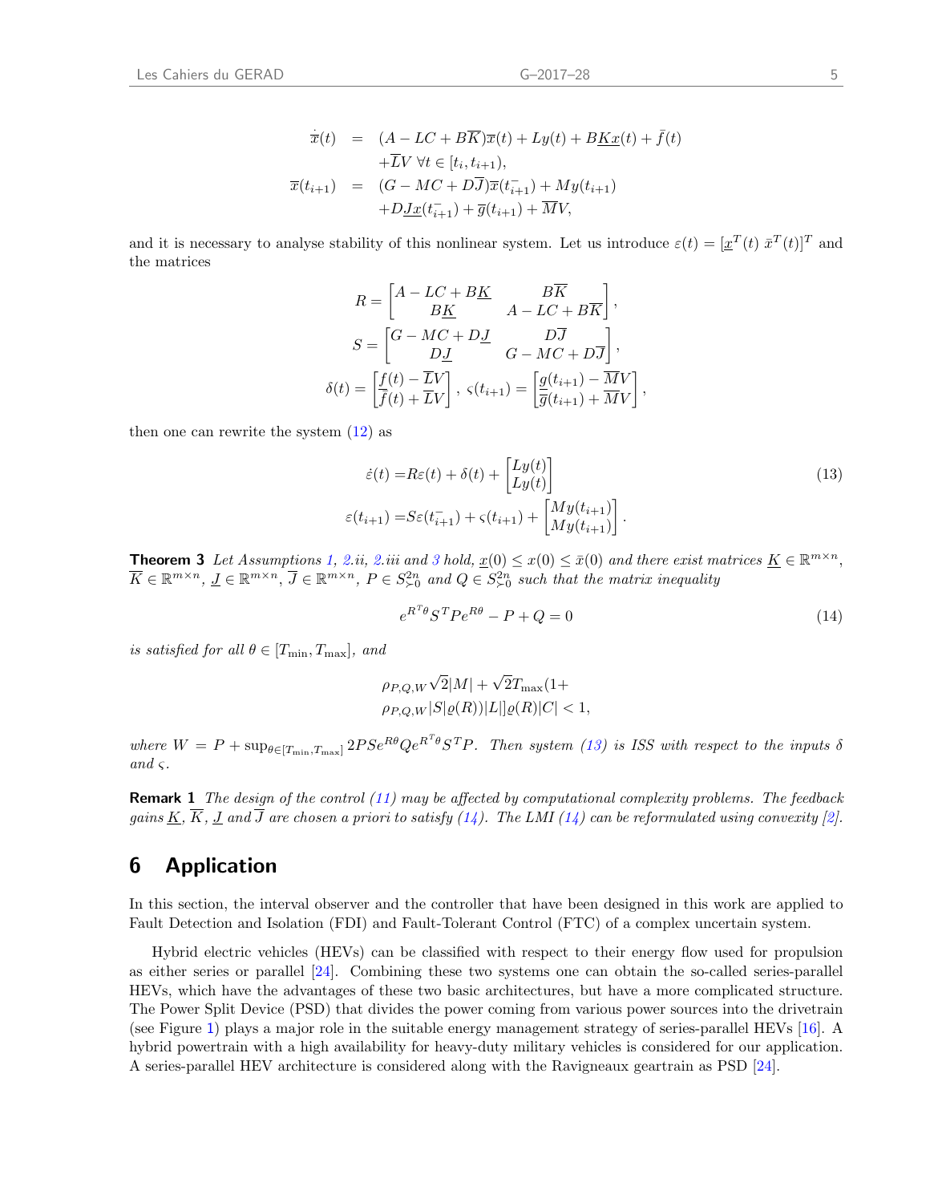$$
\begin{aligned}
\dot{\overline{x}}(t) &= (A - LC + B\overline{K})\overline{x}(t) + Ly(t) + B\underline{K}\underline{x}(t) + \bar{f}(t) \\
&\quad + \overline{L}V \; \forall t \in [t_i, t_{i+1}), \\
\overline{x}(t_{i+1}) &= (G - MC + D\overline{J})\overline{x}(t_{i+1}^-) + My(t_{i+1}) \\
&\quad + D\underline{J}\underline{x}(t_{i+1}^-) + \overline{g}(t_{i+1}) + \overline{M}V,
\end{aligned}
$$

and it is necessary to analyse stability of this nonlinear system. Let us introduce $\varepsilon(t) = [\underline{x}^T(t) \; \bar{x}^T(t)]^T$ and the matrices

$$
R = \begin{bmatrix} A - LC + B\underline{K} & B\overline{K} \\ B\underline{K} & A - LC + B\overline{K} \end{bmatrix},
$$

$$
S = \begin{bmatrix} G - MC + D\underline{J} & D\overline{J} \\ D\underline{J} & G - MC + D\overline{J} \end{bmatrix},
$$

$$
\delta(t) = \begin{bmatrix} \underline{f}(t) - \overline{L}V \\ \overline{f}(t) + \overline{L}V \end{bmatrix}, \; \varsigma(t_{i+1}) = \begin{bmatrix} \underline{g}(t_{i+1}) - \overline{M}V \\ \overline{g}(t_{i+1}) + \overline{M}V \end{bmatrix},
$$

then one can rewrite the system (12) as

$$
\begin{aligned}
\dot{\varepsilon}(t) &= R\varepsilon(t) + \delta(t) + \begin{bmatrix} Ly(t) \\ Ly(t) \end{bmatrix} \\
\varepsilon(t_{i+1}) &= S\varepsilon(t_{i+1}^-) + \varsigma(t_{i+1}) + \begin{bmatrix} My(t_{i+1}) \\ My(t_{i+1}) \end{bmatrix}.
\end{aligned}
\tag{13}
$$

**Theorem 3** *Let Assumptions 1, 2.ii, 2.iii and 3 hold, $\underline{x}(0) \leq x(0) \leq \bar{x}(0)$ and there exist matrices $\underline{K} \in \mathbb{R}^{m\times n}$, $\overline{K} \in \mathbb{R}^{m\times n}$, $\underline{J} \in \mathbb{R}^{m\times n}$, $\overline{J} \in \mathbb{R}^{m\times n}$, $P \in S^{2n}_{\succ 0}$ and $Q \in S^{2n}_{\succ 0}$ such that the matrix inequality*

$$
e^{R^T\theta} S^T P e^{R\theta} - P + Q = 0 \tag{14}
$$

*is satisfied for all $\theta \in [T_{\min}, T_{\max}]$, and*

$$
\begin{aligned}
&\rho_{P,Q,W}\sqrt{2}|M| + \sqrt{2}T_{\max}(1+ \\
&\rho_{P,Q,W}|S|\varrho(R))|L|]\varrho(R)|C| < 1,
\end{aligned}
$$

*where $W = P + \sup_{\theta\in[T_{\min},T_{\max}]} 2PSe^{R\theta}Qe^{R^T\theta}S^TP$. Then system (13) is ISS with respect to the inputs $\delta$ and $\varsigma$.*

**Remark 1** *The design of the control (11) may be affected by computational complexity problems. The feedback gains $\underline{K}$, $\overline{K}$, $\underline{J}$ and $\overline{J}$ are chosen a priori to satisfy (14). The LMI (14) can be reformulated using convexity [2].*

## 6 Application

In this section, the interval observer and the controller that have been designed in this work are applied to Fault Detection and Isolation (FDI) and Fault-Tolerant Control (FTC) of a complex uncertain system.

Hybrid electric vehicles (HEVs) can be classified with respect to their energy flow used for propulsion as either series or parallel [24]. Combining these two systems one can obtain the so-called series-parallel HEVs, which have the advantages of these two basic architectures, but have a more complicated structure. The Power Split Device (PSD) that divides the power coming from various power sources into the drivetrain (see Figure 1) plays a major role in the suitable energy management strategy of series-parallel HEVs [16]. A hybrid powertrain with a high availability for heavy-duty military vehicles is considered for our application. A series-parallel HEV architecture is considered along with the Ravigneaux geartrain as PSD [24].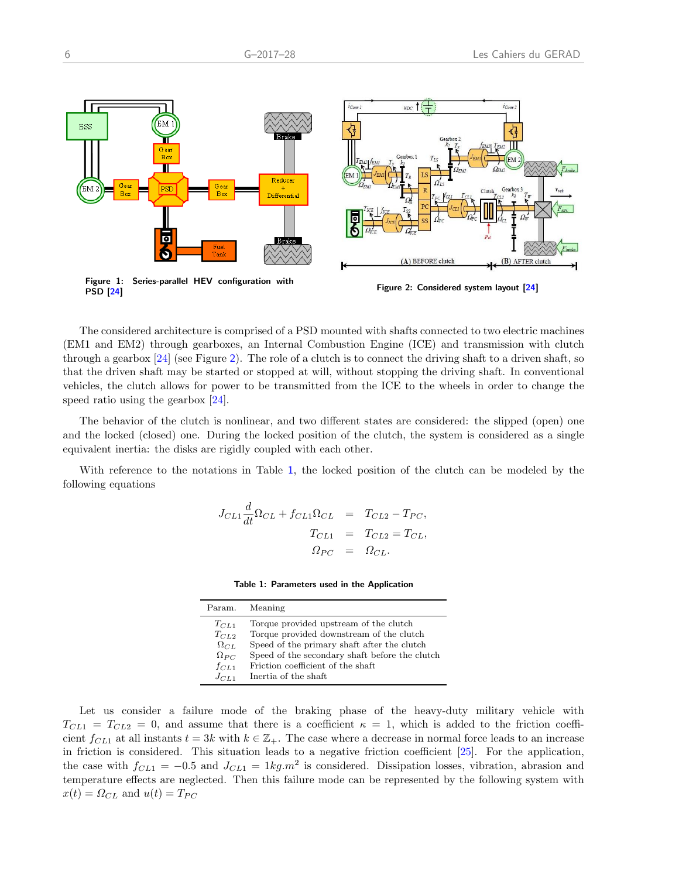Figure 1: Series-parallel HEV configuration with PSD [24]

Figure 2: Considered system layout [24]

The considered architecture is comprised of a PSD mounted with shafts connected to two electric machines (EM1 and EM2) through gearboxes, an Internal Combustion Engine (ICE) and transmission with clutch through a gearbox [24] (see Figure 2). The role of a clutch is to connect the driving shaft to a driven shaft, so that the driven shaft may be started or stopped at will, without stopping the driving shaft. In conventional vehicles, the clutch allows for power to be transmitted from the ICE to the wheels in order to change the speed ratio using the gearbox [24].

The behavior of the clutch is nonlinear, and two different states are considered: the slipped (open) one and the locked (closed) one. During the locked position of the clutch, the system is considered as a single equivalent inertia: the disks are rigidly coupled with each other.

With reference to the notations in Table 1, the locked position of the clutch can be modeled by the following equations

$$
\begin{aligned}
J_{CL1}\frac{d}{dt}\Omega_{CL} + f_{CL1}\Omega_{CL} &= T_{CL2} - T_{PC}, \\
T_{CL1} &= T_{CL2} = T_{CL}, \\
\Omega_{PC} &= \Omega_{CL}.
\end{aligned}
$$

Table 1: Parameters used in the Application

| Param. | Meaning |
|---|---|
| $T_{CL1}$ | Torque provided upstream of the clutch |
| $T_{CL2}$ | Torque provided downstream of the clutch |
| $\Omega_{CL}$ | Speed of the primary shaft after the clutch |
| $\Omega_{PC}$ | Speed of the secondary shaft before the clutch |
| $f_{CL1}$ | Friction coefficient of the shaft |
| $J_{CL1}$ | Inertia of the shaft |

Let us consider a failure mode of the braking phase of the heavy-duty military vehicle with $T_{CL1} = T_{CL2} = 0$, and assume that there is a coefficient $\kappa = 1$, which is added to the friction coefficient $f_{CL1}$ at all instants $t = 3k$ with $k \in \mathbb{Z}_+$. The case where a decrease in normal force leads to an increase in friction is considered. This situation leads to a negative friction coefficient [25]. For the application, the case with $f_{CL1} = -0.5$ and $J_{CL1} = 1kg.m^2$ is considered. Dissipation losses, vibration, abrasion and temperature effects are neglected. Then this failure mode can be represented by the following system with $x(t) = \Omega_{CL}$ and $u(t) = T_{PC}$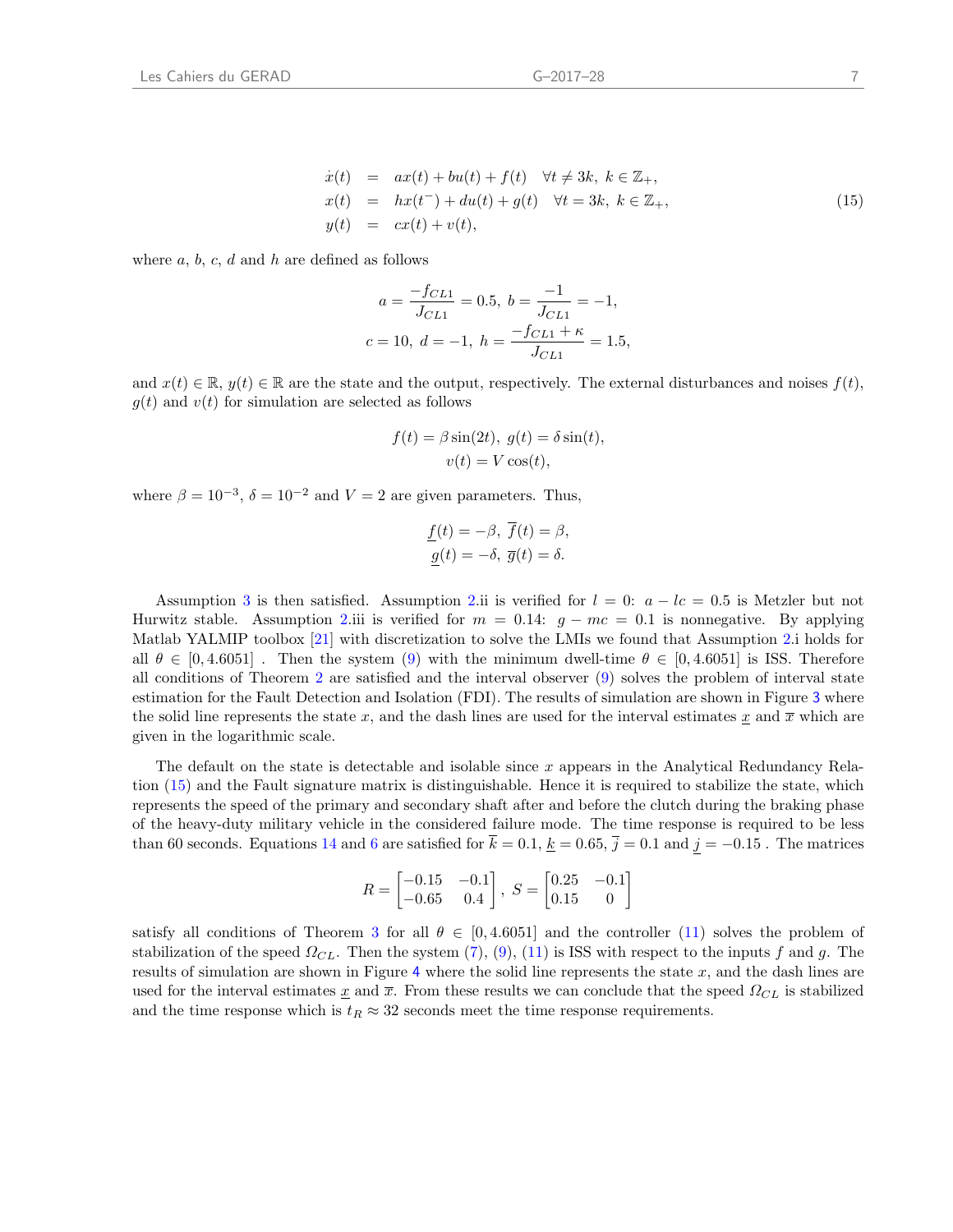$$
\begin{aligned}
\dot{x}(t) &= ax(t) + bu(t) + f(t) \quad \forall t \neq 3k,\ k \in \mathbb{Z}_+, \\
x(t) &= hx(t^-) + du(t) + g(t) \quad \forall t = 3k,\ k \in \mathbb{Z}_+, \\
y(t) &= cx(t) + v(t),
\end{aligned} \tag{15}
$$

where $a$, $b$, $c$, $d$ and $h$ are defined as follows

$$
a = \frac{-f_{CL1}}{J_{CL1}} = 0.5,\ b = \frac{-1}{J_{CL1}} = -1,
$$
$$
c = 10,\ d = -1,\ h = \frac{-f_{CL1} + \kappa}{J_{CL1}} = 1.5,
$$

and $x(t) \in \mathbb{R}$, $y(t) \in \mathbb{R}$ are the state and the output, respectively. The external disturbances and noises $f(t)$, $g(t)$ and $v(t)$ for simulation are selected as follows

$$
f(t) = \beta \sin(2t),\ g(t) = \delta \sin(t),
$$
$$
v(t) = V \cos(t),
$$

where $\beta = 10^{-3}$, $\delta = 10^{-2}$ and $V = 2$ are given parameters. Thus,

$$
\underline{f}(t) = -\beta,\ \overline{f}(t) = \beta,
$$
$$
\underline{g}(t) = -\delta,\ \overline{g}(t) = \delta.
$$

Assumption 3 is then satisfied. Assumption 2.ii is verified for $l = 0$: $a - lc = 0.5$ is Metzler but not Hurwitz stable. Assumption 2.iii is verified for $m = 0.14$: $g - mc = 0.1$ is nonnegative. By applying Matlab YALMIP toolbox [21] with discretization to solve the LMIs we found that Assumption 2.i holds for all $\theta \in [0, 4.6051]$ . Then the system (9) with the minimum dwell-time $\theta \in [0, 4.6051]$ is ISS. Therefore all conditions of Theorem 2 are satisfied and the interval observer (9) solves the problem of interval state estimation for the Fault Detection and Isolation (FDI). The results of simulation are shown in Figure 3 where the solid line represents the state $x$, and the dash lines are used for the interval estimates $\underline{x}$ and $\overline{x}$ which are given in the logarithmic scale.

The default on the state is detectable and isolable since $x$ appears in the Analytical Redundancy Relation (15) and the Fault signature matrix is distinguishable. Hence it is required to stabilize the state, which represents the speed of the primary and secondary shaft after and before the clutch during the braking phase of the heavy-duty military vehicle in the considered failure mode. The time response is required to be less than 60 seconds. Equations 14 and 6 are satisfied for $\overline{k} = 0.1$, $\underline{k} = 0.65$, $\overline{j} = 0.1$ and $\underline{j} = -0.15$ . The matrices

$$
R = \begin{bmatrix} -0.15 & -0.1 \\ -0.65 & 0.4 \end{bmatrix},\ S = \begin{bmatrix} 0.25 & -0.1 \\ 0.15 & 0 \end{bmatrix}
$$

satisfy all conditions of Theorem 3 for all $\theta \in [0, 4.6051]$ and the controller (11) solves the problem of stabilization of the speed $\Omega_{CL}$. Then the system (7), (9), (11) is ISS with respect to the inputs $f$ and $g$. The results of simulation are shown in Figure 4 where the solid line represents the state $x$, and the dash lines are used for the interval estimates $\underline{x}$ and $\overline{x}$. From these results we can conclude that the speed $\Omega_{CL}$ is stabilized and the time response which is $t_R \approx 32$ seconds meet the time response requirements.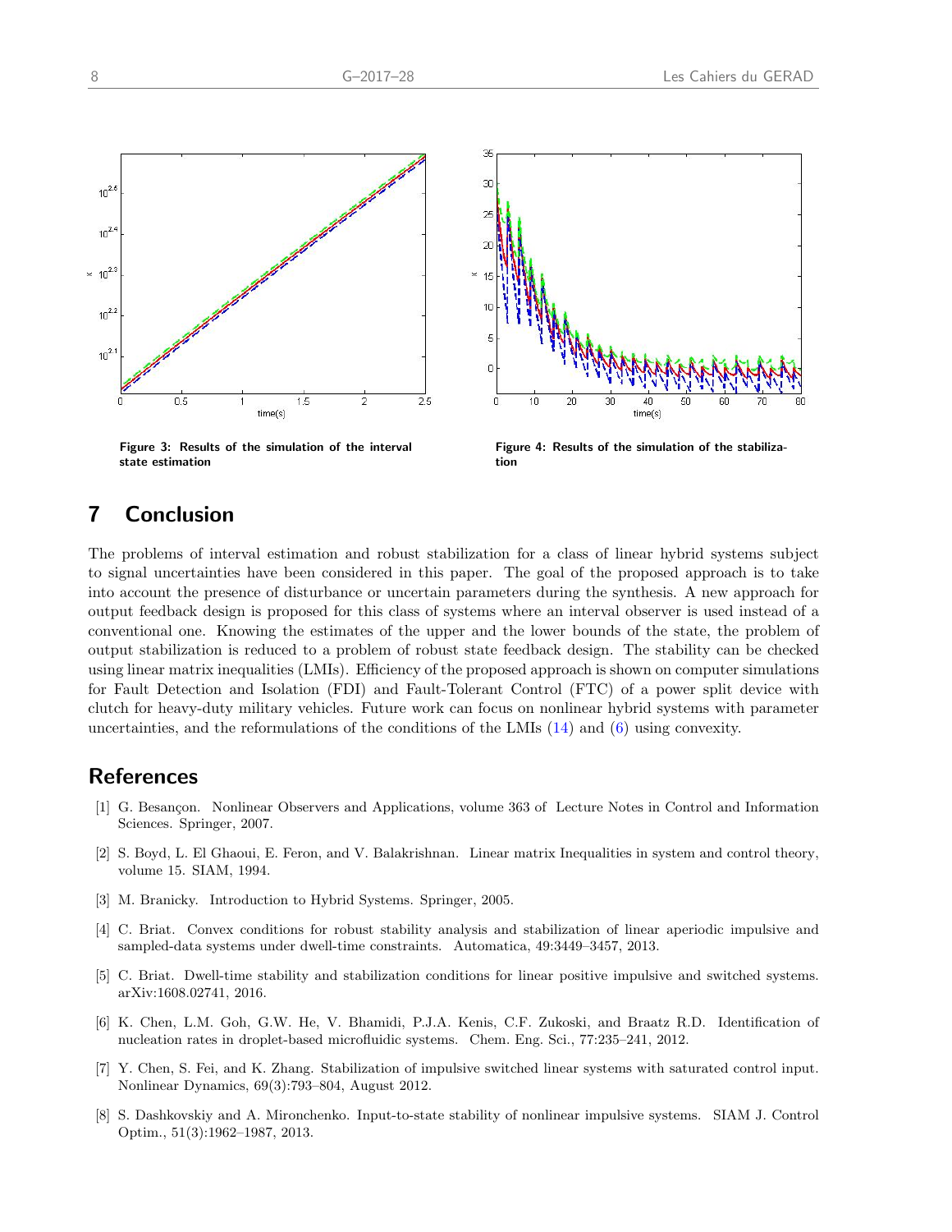Figure 3: Results of the simulation of the interval state estimation

Figure 4: Results of the simulation of the stabilization

## 7 Conclusion

The problems of interval estimation and robust stabilization for a class of linear hybrid systems subject to signal uncertainties have been considered in this paper. The goal of the proposed approach is to take into account the presence of disturbance or uncertain parameters during the synthesis. A new approach for output feedback design is proposed for this class of systems where an interval observer is used instead of a conventional one. Knowing the estimates of the upper and the lower bounds of the state, the problem of output stabilization is reduced to a problem of robust state feedback design. The stability can be checked using linear matrix inequalities (LMIs). Efficiency of the proposed approach is shown on computer simulations for Fault Detection and Isolation (FDI) and Fault-Tolerant Control (FTC) of a power split device with clutch for heavy-duty military vehicles. Future work can focus on nonlinear hybrid systems with parameter uncertainties, and the reformulations of the conditions of the LMIs (14) and (6) using convexity.

## References

[1] G. Besançon. Nonlinear Observers and Applications, volume 363 of Lecture Notes in Control and Information Sciences. Springer, 2007.

[2] S. Boyd, L. El Ghaoui, E. Feron, and V. Balakrishnan. Linear matrix Inequalities in system and control theory, volume 15. SIAM, 1994.

[3] M. Branicky. Introduction to Hybrid Systems. Springer, 2005.

[4] C. Briat. Convex conditions for robust stability analysis and stabilization of linear aperiodic impulsive and sampled-data systems under dwell-time constraints. Automatica, 49:3449–3457, 2013.

[5] C. Briat. Dwell-time stability and stabilization conditions for linear positive impulsive and switched systems. arXiv:1608.02741, 2016.

[6] K. Chen, L.M. Goh, G.W. He, V. Bhamidi, P.J.A. Kenis, C.F. Zukoski, and Braatz R.D. Identification of nucleation rates in droplet-based microfluidic systems. Chem. Eng. Sci., 77:235–241, 2012.

[7] Y. Chen, S. Fei, and K. Zhang. Stabilization of impulsive switched linear systems with saturated control input. Nonlinear Dynamics, 69(3):793–804, August 2012.

[8] S. Dashkovskiy and A. Mironchenko. Input-to-state stability of nonlinear impulsive systems. SIAM J. Control Optim., 51(3):1962–1987, 2013.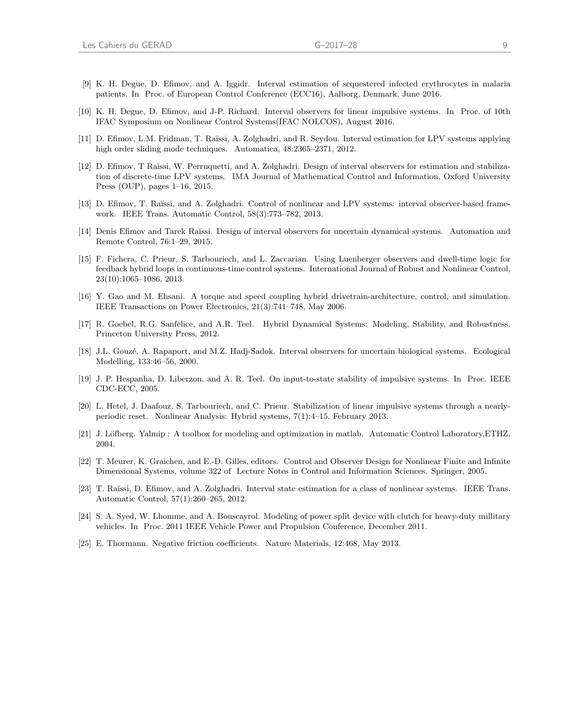[9] K. H. Degue, D. Efimov, and A. Iggidr. Interval estimation of sequestered infected erythrocytes in malaria patients. In Proc. of European Control Conference (ECC16), Aalborg, Denmark, June 2016.

[10] K. H. Degue, D. Efimov, and J-P. Richard. Interval observers for linear impulsive systems. In Proc. of 10th IFAC Symposium on Nonlinear Control Systems(IFAC NOLCOS), August 2016.

[11] D. Efimov, L.M. Fridman, T. Raïssi, A. Zolghadri, and R. Seydou. Interval estimation for LPV systems applying high order sliding mode techniques. Automatica, 48:2365–2371, 2012.

[12] D. Efimov, T Raissi, W. Perruquetti, and A. Zolghadri. Design of interval observers for estimation and stabilization of discrete-time LPV systems. IMA Journal of Mathematical Control and Information, Oxford University Press (OUP), pages 1–16, 2015.

[13] D. Efimov, T. Raïssi, and A. Zolghadri. Control of nonlinear and LPV systems: interval observer-based framework. IEEE Trans. Automatic Control, 58(3):773–782, 2013.

[14] Denis Efimov and Tarek Raïssi. Design of interval observers for uncertain dynamical systems. Automation and Remote Control, 76:1–29, 2015.

[15] F. Fichera, C. Prieur, S. Tarbouriech, and L. Zaccarian. Using Luenberger observers and dwell-time logic for feedback hybrid loops in continuous-time control systems. International Journal of Robust and Nonlinear Control, 23(10):1065–1086, 2013.

[16] Y. Gao and M. Ehsani. A torque and speed coupling hybrid drivetrain-architecture, control, and simulation. IEEE Transactions on Power Electronics, 21(3):741–748, May 2006.

[17] R. Goebel, R.G. Sanfelice, and A.R. Teel. Hybrid Dynamical Systems: Modeling, Stability, and Robustness. Princeton University Press, 2012.

[18] J.L. Gouzé, A. Rapaport, and M.Z. Hadj-Sadok. Interval observers for uncertain biological systems. Ecological Modelling, 133:46–56, 2000.

[19] J. P. Hespanha, D. Liberzon, and A. R. Teel. On input-to-state stability of impulsive systems. In Proc. IEEE CDC-ECC, 2005.

[20] L. Hetel, J. Daafouz, S. Tarbouriech, and C. Prieur. Stabilization of linear impulsive systems through a nearly-periodic reset. Nonlinear Analysis: Hybrid systems, 7(1):4–15, February 2013.

[21] J. Löfberg. Yalmip : A toolbox for modeling and optimization in matlab. Automatic Control Laboratory,ETHZ, 2004.

[22] T. Meurer, K. Graichen, and E.-D. Gilles, editors. Control and Observer Design for Nonlinear Finite and Infinite Dimensional Systems, volume 322 of Lecture Notes in Control and Information Sciences. Springer, 2005.

[23] T. Raïssi, D. Efimov, and A. Zolghadri. Interval state estimation for a class of nonlinear systems. IEEE Trans. Automatic Control, 57(1):260–265, 2012.

[24] S. A. Syed, W. Lhomme, and A. Bouscayrol. Modeling of power split device with clutch for heavy-duty millitary vehicles. In Proc. 2011 IEEE Vehicle Power and Propulsion Conference, December 2011.

[25] E. Thormann. Negative friction coefficients. Nature Materials, 12:468, May 2013.